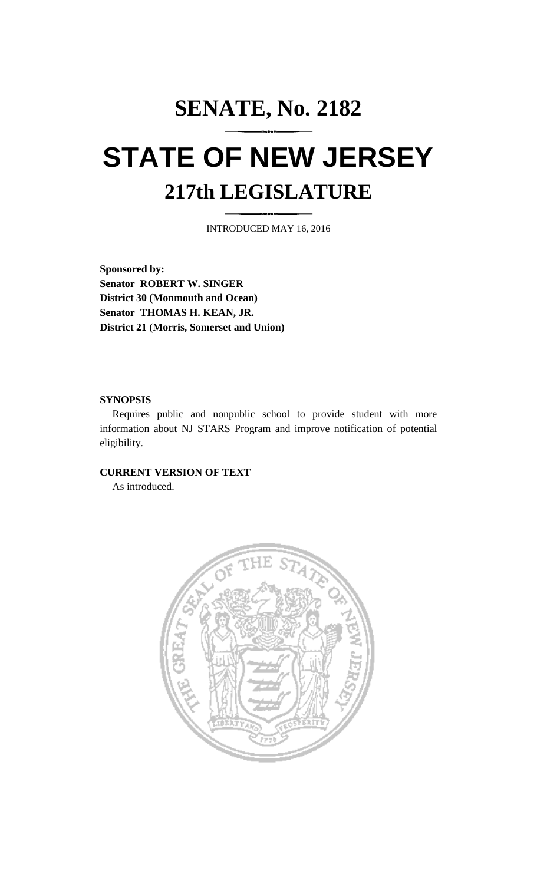# SENATE, No. 2182

# STATE OF NEW JERSEY

## 217th LEGISLATURE

INTRODUCED MAY 16, 2016

**Sponsored by:**
**Senator ROBERT W. SINGER**
**District 30 (Monmouth and Ocean)**
**Senator THOMAS H. KEAN, JR.**
**District 21 (Morris, Somerset and Union)**

**SYNOPSIS**

Requires public and nonpublic school to provide student with more information about NJ STARS Program and improve notification of potential eligibility.

**CURRENT VERSION OF TEXT**

As introduced.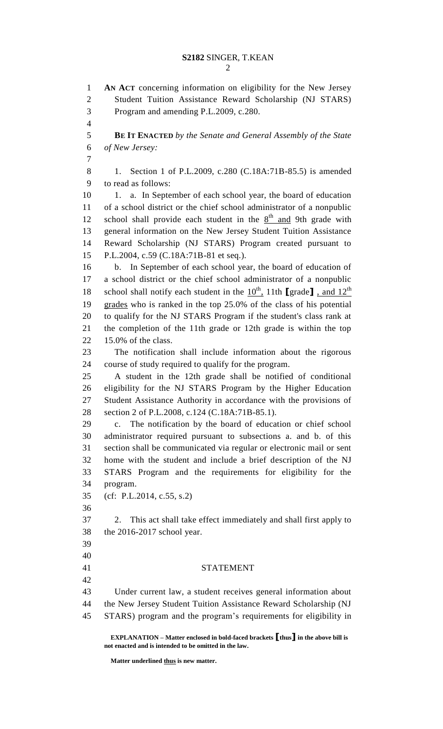**AN ACT** concerning information on eligibility for the New Jersey Student Tuition Assistance Reward Scholarship (NJ STARS) Program and amending P.L.2009, c.280.

**BE IT ENACTED** *by the Senate and General Assembly of the State of New Jersey:*

1. Section 1 of P.L.2009, c.280 (C.18A:71B-85.5) is amended to read as follows:

1. a. In September of each school year, the board of education of a school district or the chief school administrator of a nonpublic school shall provide each student in the 8th and 9th grade with general information on the New Jersey Student Tuition Assistance Reward Scholarship (NJ STARS) Program created pursuant to P.L.2004, c.59 (C.18A:71B-81 et seq.).

b. In September of each school year, the board of education of a school district or the chief school administrator of a nonpublic school shall notify each student in the 10th, 11th [grade] , and 12th grades who is ranked in the top 25.0% of the class of his potential to qualify for the NJ STARS Program if the student's class rank at the completion of the 11th grade or 12th grade is within the top 15.0% of the class.

The notification shall include information about the rigorous course of study required to qualify for the program.

A student in the 12th grade shall be notified of conditional eligibility for the NJ STARS Program by the Higher Education Student Assistance Authority in accordance with the provisions of section 2 of P.L.2008, c.124 (C.18A:71B-85.1).

c. The notification by the board of education or chief school administrator required pursuant to subsections a. and b. of this section shall be communicated via regular or electronic mail or sent home with the student and include a brief description of the NJ STARS Program and the requirements for eligibility for the program.

(cf: P.L.2014, c.55, s.2)

2. This act shall take effect immediately and shall first apply to the 2016-2017 school year.

STATEMENT

Under current law, a student receives general information about the New Jersey Student Tuition Assistance Reward Scholarship (NJ STARS) program and the program's requirements for eligibility in

**EXPLANATION – Matter enclosed in bold-faced brackets [thus] in the above bill is not enacted and is intended to be omitted in the law.**

**Matter underlined thus is new matter.**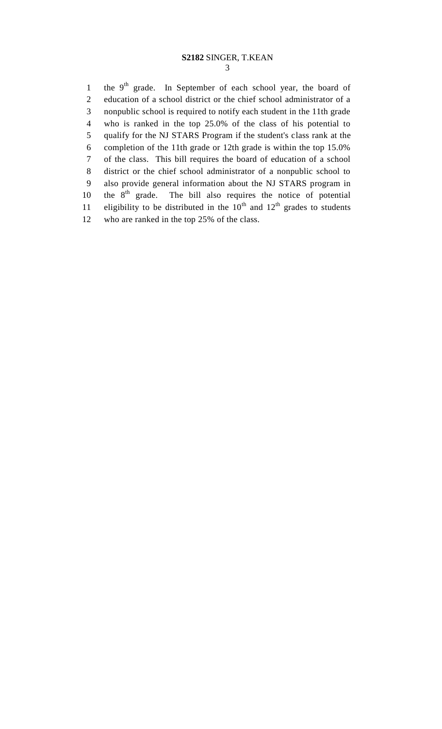the $9^{th}$ grade. In September of each school year, the board of education of a school district or the chief school administrator of a nonpublic school is required to notify each student in the 11th grade who is ranked in the top 25.0% of the class of his potential to qualify for the NJ STARS Program if the student's class rank at the completion of the 11th grade or 12th grade is within the top 15.0% of the class. This bill requires the board of education of a school district or the chief school administrator of a nonpublic school to also provide general information about the NJ STARS program in the $8^{th}$ grade. The bill also requires the notice of potential eligibility to be distributed in the $10^{th}$ and $12^{th}$ grades to students who are ranked in the top 25% of the class.